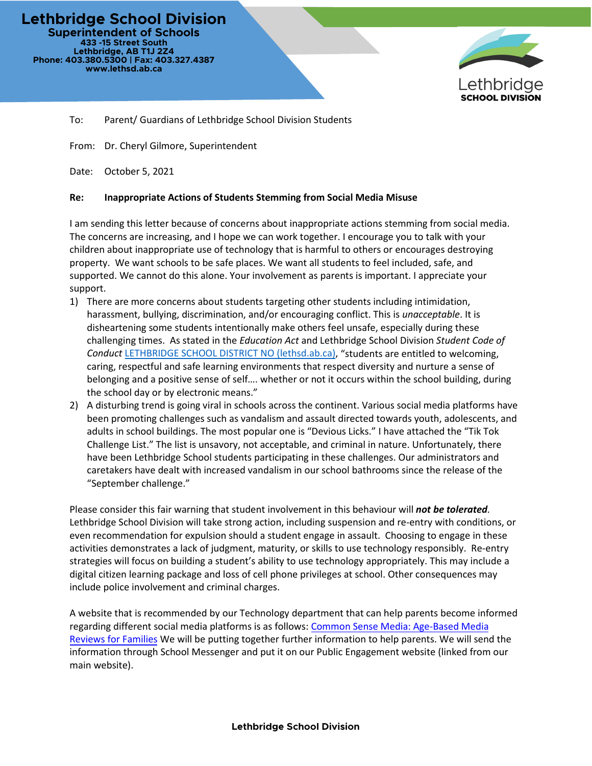# Lethbridge School Division

**Superintendent of Schools**
433 -15 Street South
Lethbridge, AB T1J 2Z4
Phone: 403.380.5300 | Fax: 403.327.4387
www.lethsd.ab.ca

To: Parent/ Guardians of Lethbridge School Division Students

From: Dr. Cheryl Gilmore, Superintendent

Date: October 5, 2021

**Re: Inappropriate Actions of Students Stemming from Social Media Misuse**

I am sending this letter because of concerns about inappropriate actions stemming from social media. The concerns are increasing, and I hope we can work together. I encourage you to talk with your children about inappropriate use of technology that is harmful to others or encourages destroying property. We want schools to be safe places. We want all students to feel included, safe, and supported. We cannot do this alone. Your involvement as parents is important. I appreciate your support.

1) There are more concerns about students targeting other students including intimidation, harassment, bullying, discrimination, and/or encouraging conflict. This is *unacceptable*. It is disheartening some students intentionally make others feel unsafe, especially during these challenging times. As stated in the *Education Act* and Lethbridge School Division *Student Code of Conduct* [LETHBRIDGE SCHOOL DISTRICT NO (lethsd.ab.ca)](lethsd.ab.ca), "students are entitled to welcoming, caring, respectful and safe learning environments that respect diversity and nurture a sense of belonging and a positive sense of self…. whether or not it occurs within the school building, during the school day or by electronic means."
2) A disturbing trend is going viral in schools across the continent. Various social media platforms have been promoting challenges such as vandalism and assault directed towards youth, adolescents, and adults in school buildings. The most popular one is "Devious Licks." I have attached the "Tik Tok Challenge List." The list is unsavory, not acceptable, and criminal in nature. Unfortunately, there have been Lethbridge School students participating in these challenges. Our administrators and caretakers have dealt with increased vandalism in our school bathrooms since the release of the "September challenge."

Please consider this fair warning that student involvement in this behaviour will ***not be tolerated***. Lethbridge School Division will take strong action, including suspension and re-entry with conditions, or even recommendation for expulsion should a student engage in assault. Choosing to engage in these activities demonstrates a lack of judgment, maturity, or skills to use technology responsibly. Re-entry strategies will focus on building a student's ability to use technology appropriately. This may include a digital citizen learning package and loss of cell phone privileges at school. Other consequences may include police involvement and criminal charges.

A website that is recommended by our Technology department that can help parents become informed regarding different social media platforms is as follows: Common Sense Media: Age-Based Media Reviews for Families We will be putting together further information to help parents. We will send the information through School Messenger and put it on our Public Engagement website (linked from our main website).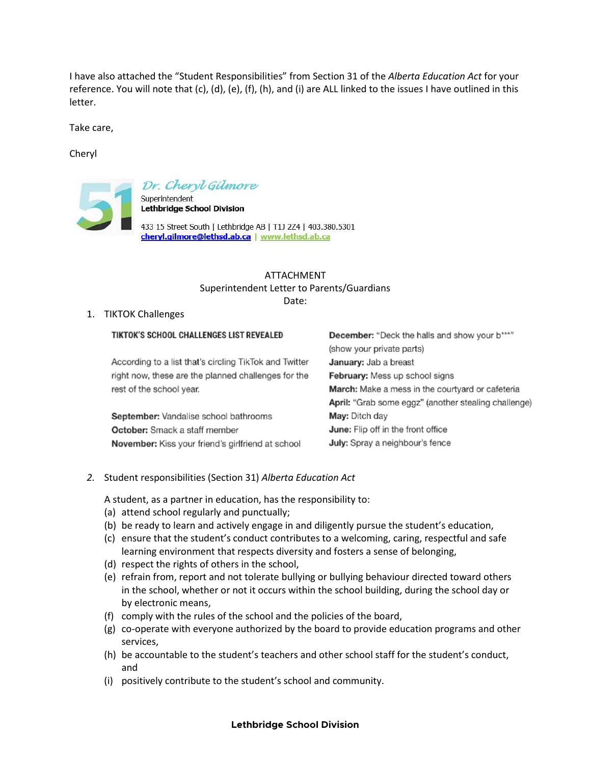I have also attached the "Student Responsibilities" from Section 31 of the *Alberta Education Act* for your reference. You will note that (c), (d), (e), (f), (h), and (i) are ALL linked to the issues I have outlined in this letter.

Take care,

Cheryl

*Dr. Cheryl Gilmore*
Superintendent
**Lethbridge School Division**

433 15 Street South | Lethbridge AB | T1J 2Z4 | 403.380.5301
cheryl.gilmore@lethsd.ab.ca | www.lethsd.ab.ca

ATTACHMENT
Superintendent Letter to Parents/Guardians
Date:

1. TIKTOK Challenges

**TIKTOK'S SCHOOL CHALLENGES LIST REVEALED**

According to a list that's circling TikTok and Twitter right now, these are the planned challenges for the rest of the school year.

**September:** Vandalise school bathrooms
**October:** Smack a staff member
**November:** Kiss your friend's girlfriend at school
**December:** "Deck the halls and show your b***" (show your private parts)
**January:** Jab a breast
**February:** Mess up school signs
**March:** Make a mess in the courtyard or cafeteria
**April:** "Grab some eggz" (another stealing challenge)
**May:** Ditch day
**June:** Flip off in the front office
**July:** Spray a neighbour's fence

2. Student responsibilities (Section 31) *Alberta Education Act*

A student, as a partner in education, has the responsibility to:
(a) attend school regularly and punctually;
(b) be ready to learn and actively engage in and diligently pursue the student's education,
(c) ensure that the student's conduct contributes to a welcoming, caring, respectful and safe learning environment that respects diversity and fosters a sense of belonging,
(d) respect the rights of others in the school,
(e) refrain from, report and not tolerate bullying or bullying behaviour directed toward others in the school, whether or not it occurs within the school building, during the school day or by electronic means,
(f) comply with the rules of the school and the policies of the board,
(g) co-operate with everyone authorized by the board to provide education programs and other services,
(h) be accountable to the student's teachers and other school staff for the student's conduct, and
(i) positively contribute to the student's school and community.